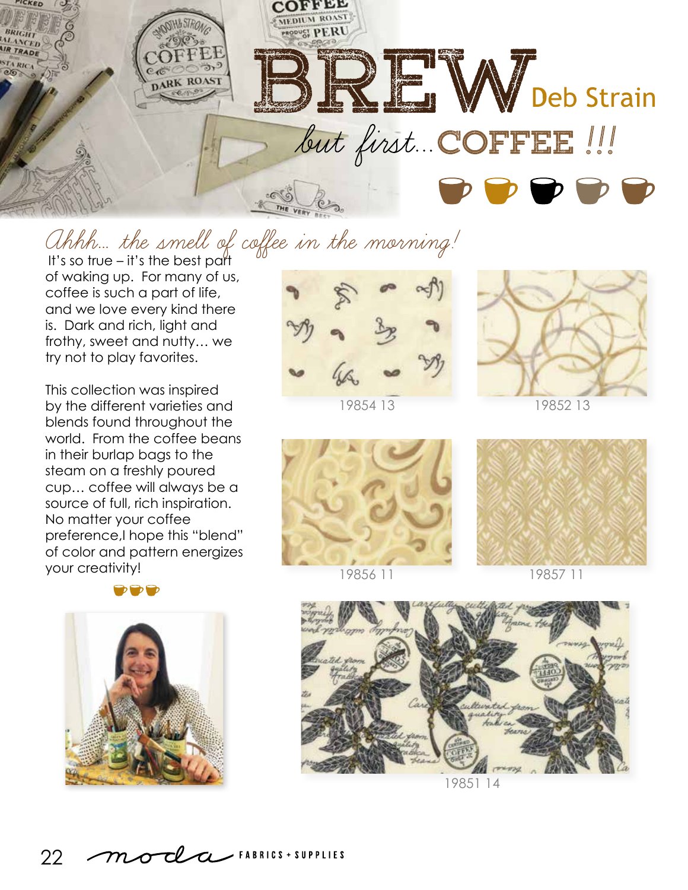# BREW

Deb Strain

*but first...* COFFEE !!!

*Ahhh... the smell of coffee in the morning!*

It's so true – it's the best part of waking up. For many of us, coffee is such a part of life, and we love every kind there is. Dark and rich, light and frothy, sweet and nutty… we try not to play favorites.

This collection was inspired by the different varieties and blends found throughout the world. From the coffee beans in their burlap bags to the steam on a freshly poured cup… coffee will always be a source of full, rich inspiration. No matter your coffee preference,I hope this "blend" of color and pattern energizes your creativity!

19854 13

19852 13

19856 11

19857 11

19851 14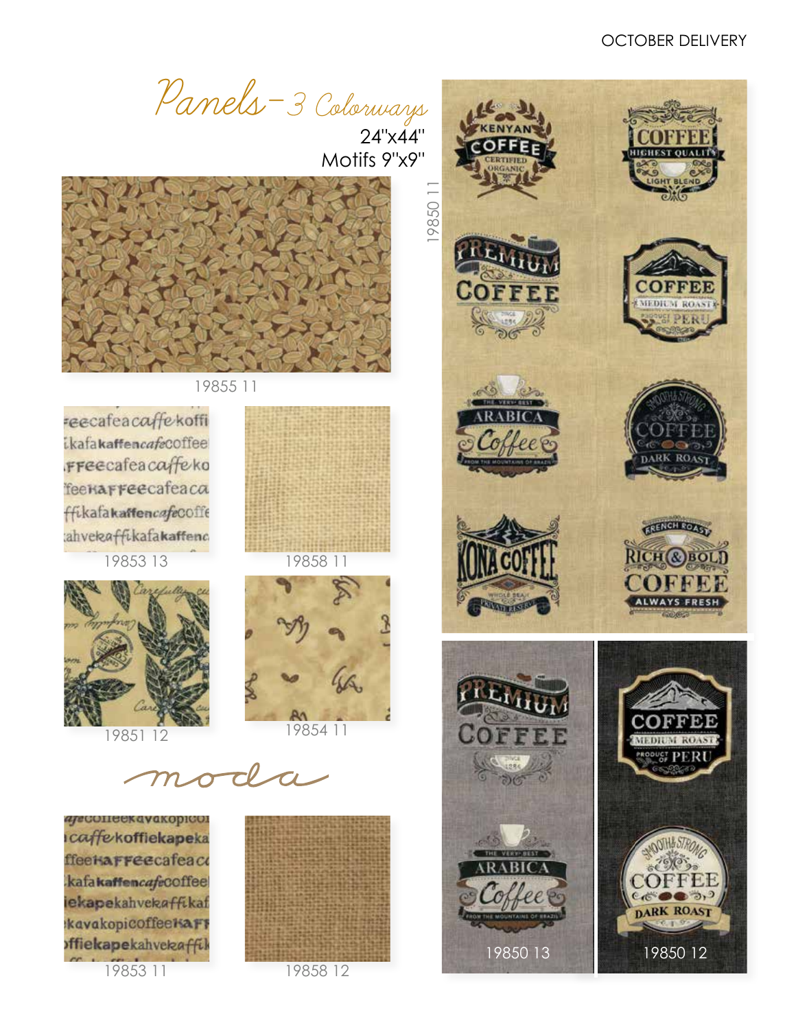OCTOBER DELIVERY

# Panels – 3 Colorways

24"x44"
Motifs 9"x9"

19855 11

19853 13

19858 11

19851 12

19854 11

moda

19853 11

19858 12

19850 11

19850 13

19850 12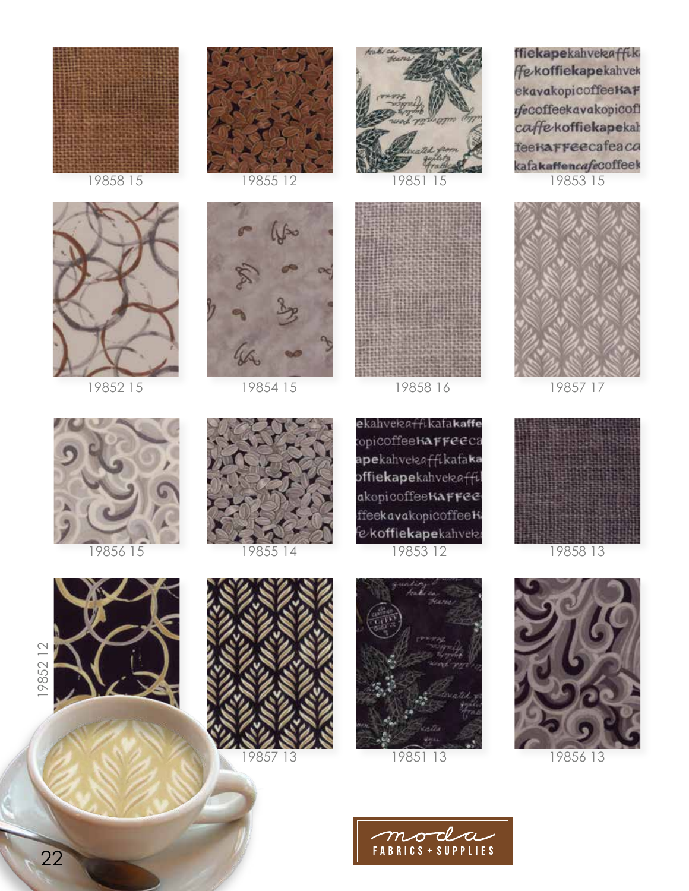19858 15

19855 12

19851 15

19853 15

19852 15

19854 15

19858 16

19857 17

19856 15

19855 14

19853 12

19858 13

19852 12

19857 13

19851 13

19856 13

moda FABRICS + SUPPLIES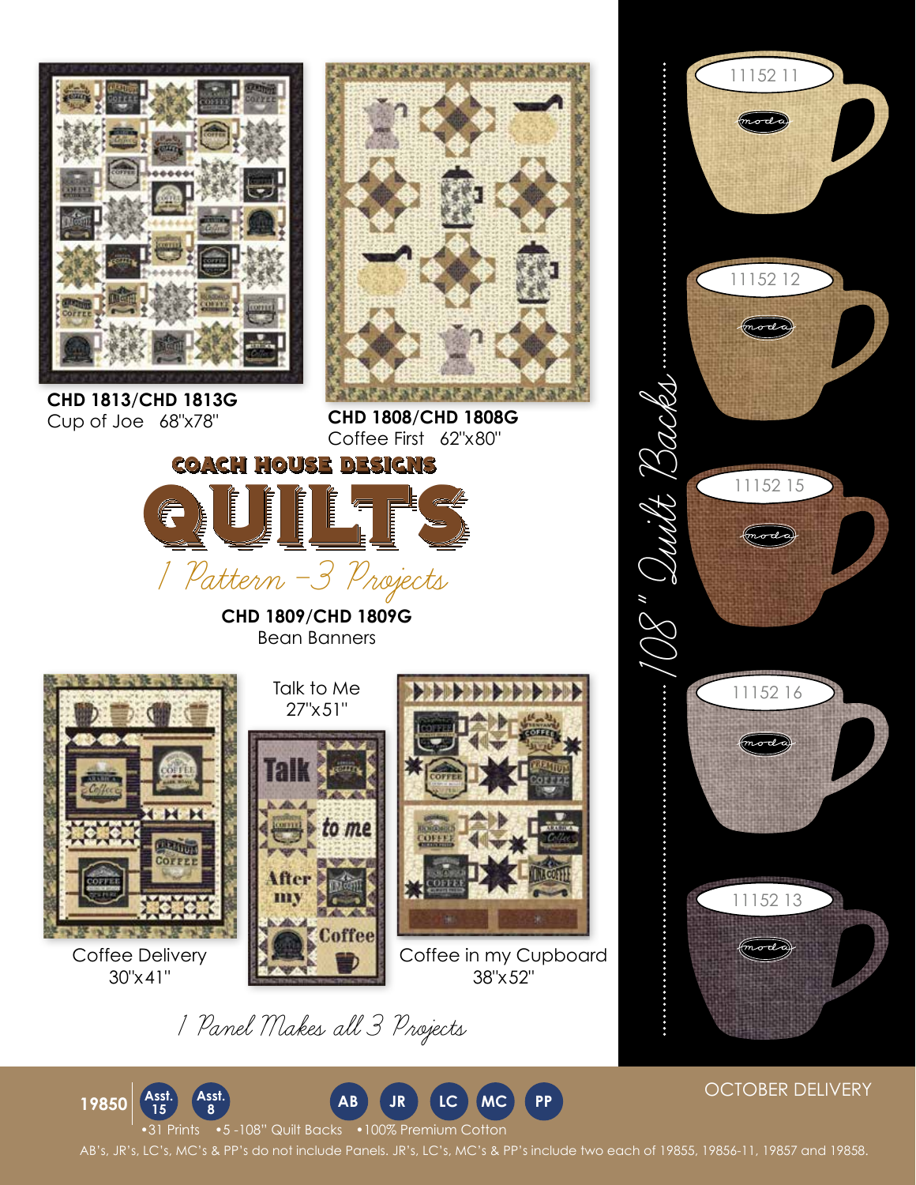**CHD 1813/CHD 1813G**
Cup of Joe 68"x78"

**CHD 1808/CHD 1808G**
Coffee First 62"x80"

## COACH HOUSE DESIGNS QUILTS

*1 Pattern – 3 Projects*

**CHD 1809/CHD 1809G**
Bean Banners

Coffee Delivery
30"x41"

Talk to Me
27"x51"

Coffee in my Cupboard
38"x52"

*1 Panel Makes all 3 Projects*

*108" Quilt Backs*

11152 11

11152 12

11152 15

11152 16

11152 13

OCTOBER DELIVERY

**19850** | Asst. 15 | Asst. 8 | AB | JR | LC | MC | PP

•31 Prints •5 -108" Quilt Backs •100% Premium Cotton

AB's, JR's, LC's, MC's & PP's do not include Panels. JR's, LC's, MC's & PP's include two each of 19855, 19856-11, 19857 and 19858.